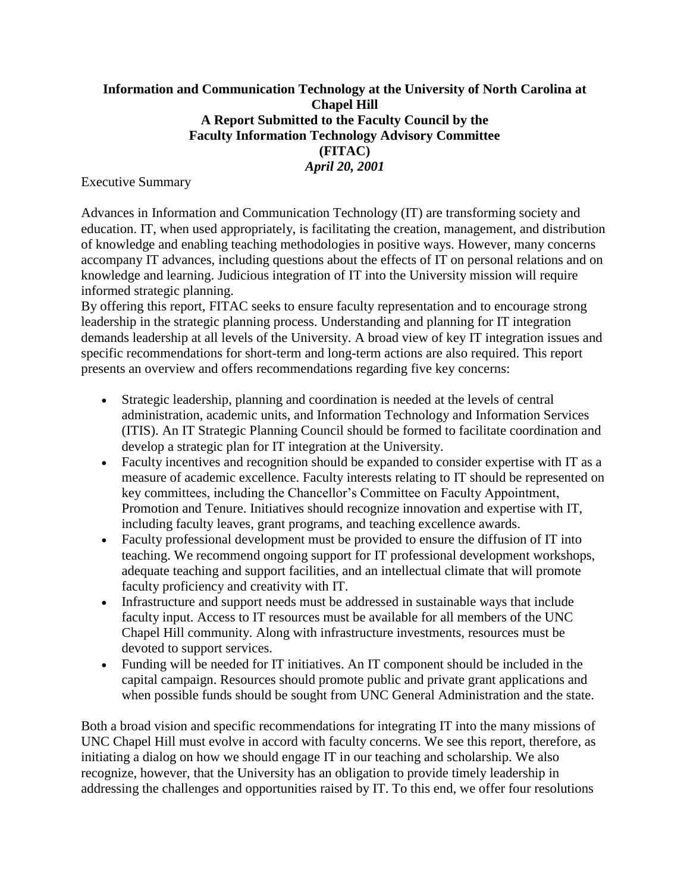# Information and Communication Technology at the University of North Carolina at Chapel Hill

## A Report Submitted to the Faculty Council by the Faculty Information Technology Advisory Committee (FITAC)

***April 20, 2001***

Executive Summary

Advances in Information and Communication Technology (IT) are transforming society and education. IT, when used appropriately, is facilitating the creation, management, and distribution of knowledge and enabling teaching methodologies in positive ways. However, many concerns accompany IT advances, including questions about the effects of IT on personal relations and on knowledge and learning. Judicious integration of IT into the University mission will require informed strategic planning.

By offering this report, FITAC seeks to ensure faculty representation and to encourage strong leadership in the strategic planning process. Understanding and planning for IT integration demands leadership at all levels of the University. A broad view of key IT integration issues and specific recommendations for short-term and long-term actions are also required. This report presents an overview and offers recommendations regarding five key concerns:

- Strategic leadership, planning and coordination is needed at the levels of central administration, academic units, and Information Technology and Information Services (ITIS). An IT Strategic Planning Council should be formed to facilitate coordination and develop a strategic plan for IT integration at the University.
- Faculty incentives and recognition should be expanded to consider expertise with IT as a measure of academic excellence. Faculty interests relating to IT should be represented on key committees, including the Chancellor's Committee on Faculty Appointment, Promotion and Tenure. Initiatives should recognize innovation and expertise with IT, including faculty leaves, grant programs, and teaching excellence awards.
- Faculty professional development must be provided to ensure the diffusion of IT into teaching. We recommend ongoing support for IT professional development workshops, adequate teaching and support facilities, and an intellectual climate that will promote faculty proficiency and creativity with IT.
- Infrastructure and support needs must be addressed in sustainable ways that include faculty input. Access to IT resources must be available for all members of the UNC Chapel Hill community. Along with infrastructure investments, resources must be devoted to support services.
- Funding will be needed for IT initiatives. An IT component should be included in the capital campaign. Resources should promote public and private grant applications and when possible funds should be sought from UNC General Administration and the state.

Both a broad vision and specific recommendations for integrating IT into the many missions of UNC Chapel Hill must evolve in accord with faculty concerns. We see this report, therefore, as initiating a dialog on how we should engage IT in our teaching and scholarship. We also recognize, however, that the University has an obligation to provide timely leadership in addressing the challenges and opportunities raised by IT. To this end, we offer four resolutions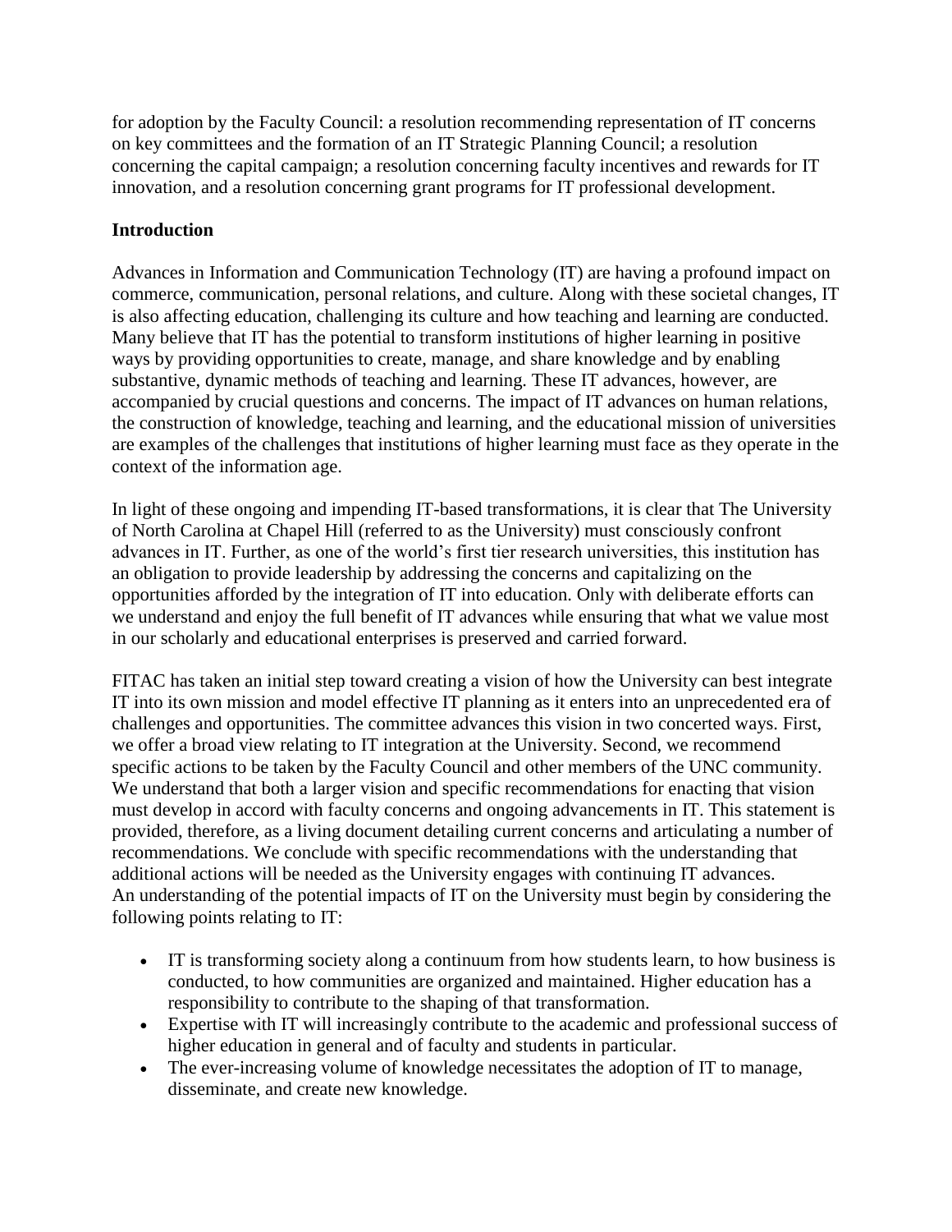for adoption by the Faculty Council: a resolution recommending representation of IT concerns on key committees and the formation of an IT Strategic Planning Council; a resolution concerning the capital campaign; a resolution concerning faculty incentives and rewards for IT innovation, and a resolution concerning grant programs for IT professional development.

## Introduction

Advances in Information and Communication Technology (IT) are having a profound impact on commerce, communication, personal relations, and culture. Along with these societal changes, IT is also affecting education, challenging its culture and how teaching and learning are conducted. Many believe that IT has the potential to transform institutions of higher learning in positive ways by providing opportunities to create, manage, and share knowledge and by enabling substantive, dynamic methods of teaching and learning. These IT advances, however, are accompanied by crucial questions and concerns. The impact of IT advances on human relations, the construction of knowledge, teaching and learning, and the educational mission of universities are examples of the challenges that institutions of higher learning must face as they operate in the context of the information age.

In light of these ongoing and impending IT-based transformations, it is clear that The University of North Carolina at Chapel Hill (referred to as the University) must consciously confront advances in IT. Further, as one of the world's first tier research universities, this institution has an obligation to provide leadership by addressing the concerns and capitalizing on the opportunities afforded by the integration of IT into education. Only with deliberate efforts can we understand and enjoy the full benefit of IT advances while ensuring that what we value most in our scholarly and educational enterprises is preserved and carried forward.

FITAC has taken an initial step toward creating a vision of how the University can best integrate IT into its own mission and model effective IT planning as it enters into an unprecedented era of challenges and opportunities. The committee advances this vision in two concerted ways. First, we offer a broad view relating to IT integration at the University. Second, we recommend specific actions to be taken by the Faculty Council and other members of the UNC community. We understand that both a larger vision and specific recommendations for enacting that vision must develop in accord with faculty concerns and ongoing advancements in IT. This statement is provided, therefore, as a living document detailing current concerns and articulating a number of recommendations. We conclude with specific recommendations with the understanding that additional actions will be needed as the University engages with continuing IT advances.
An understanding of the potential impacts of IT on the University must begin by considering the following points relating to IT:

- IT is transforming society along a continuum from how students learn, to how business is conducted, to how communities are organized and maintained. Higher education has a responsibility to contribute to the shaping of that transformation.
- Expertise with IT will increasingly contribute to the academic and professional success of higher education in general and of faculty and students in particular.
- The ever-increasing volume of knowledge necessitates the adoption of IT to manage, disseminate, and create new knowledge.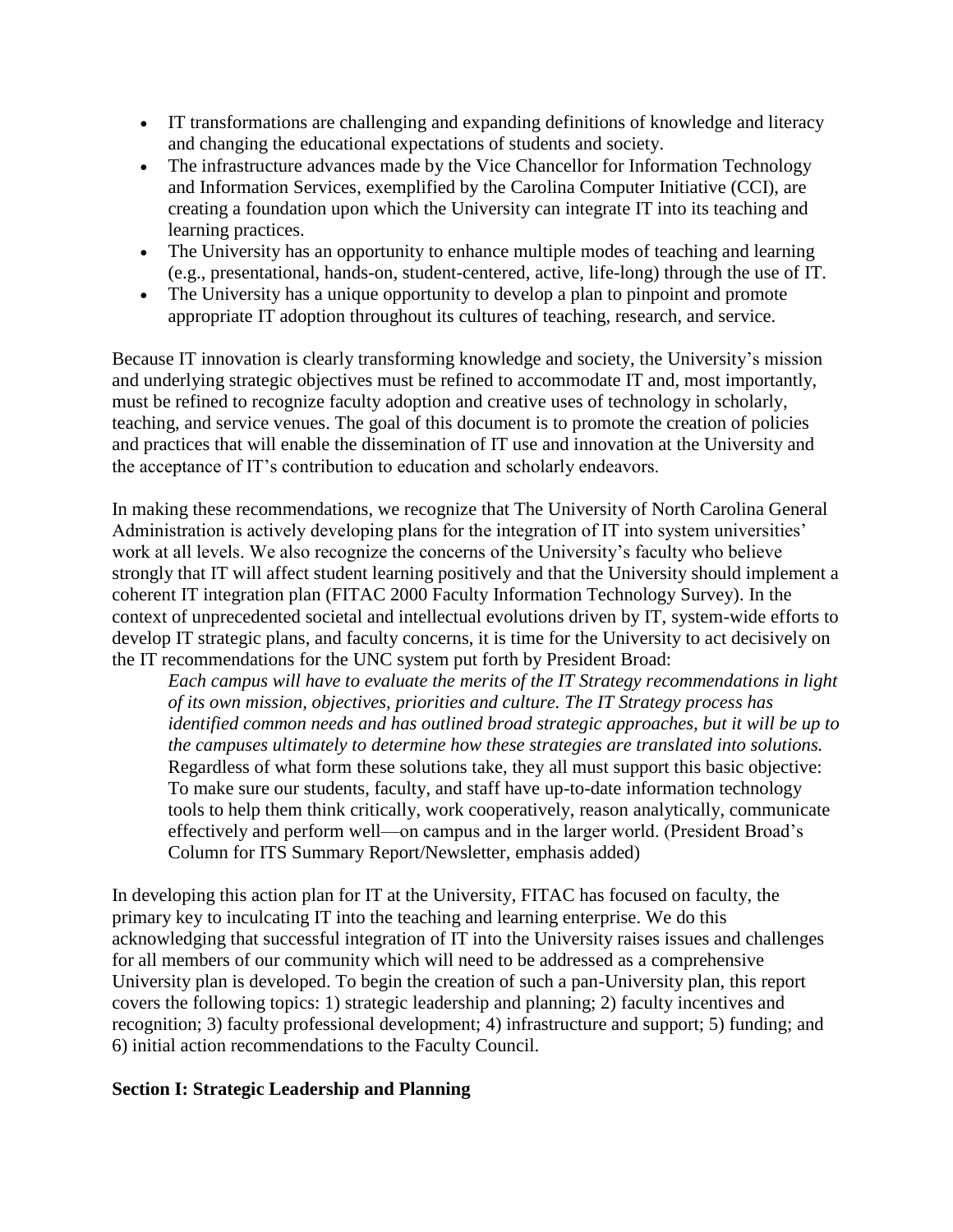- IT transformations are challenging and expanding definitions of knowledge and literacy and changing the educational expectations of students and society.
- The infrastructure advances made by the Vice Chancellor for Information Technology and Information Services, exemplified by the Carolina Computer Initiative (CCI), are creating a foundation upon which the University can integrate IT into its teaching and learning practices.
- The University has an opportunity to enhance multiple modes of teaching and learning (e.g., presentational, hands-on, student-centered, active, life-long) through the use of IT.
- The University has a unique opportunity to develop a plan to pinpoint and promote appropriate IT adoption throughout its cultures of teaching, research, and service.

Because IT innovation is clearly transforming knowledge and society, the University's mission and underlying strategic objectives must be refined to accommodate IT and, most importantly, must be refined to recognize faculty adoption and creative uses of technology in scholarly, teaching, and service venues. The goal of this document is to promote the creation of policies and practices that will enable the dissemination of IT use and innovation at the University and the acceptance of IT's contribution to education and scholarly endeavors.

In making these recommendations, we recognize that The University of North Carolina General Administration is actively developing plans for the integration of IT into system universities' work at all levels. We also recognize the concerns of the University's faculty who believe strongly that IT will affect student learning positively and that the University should implement a coherent IT integration plan (FITAC 2000 Faculty Information Technology Survey). In the context of unprecedented societal and intellectual evolutions driven by IT, system-wide efforts to develop IT strategic plans, and faculty concerns, it is time for the University to act decisively on the IT recommendations for the UNC system put forth by President Broad:

> *Each campus will have to evaluate the merits of the IT Strategy recommendations in light of its own mission, objectives, priorities and culture. The IT Strategy process has identified common needs and has outlined broad strategic approaches, but it will be up to the campuses ultimately to determine how these strategies are translated into solutions.* Regardless of what form these solutions take, they all must support this basic objective: To make sure our students, faculty, and staff have up-to-date information technology tools to help them think critically, work cooperatively, reason analytically, communicate effectively and perform well—on campus and in the larger world. (President Broad's Column for ITS Summary Report/Newsletter, emphasis added)

In developing this action plan for IT at the University, FITAC has focused on faculty, the primary key to inculcating IT into the teaching and learning enterprise. We do this acknowledging that successful integration of IT into the University raises issues and challenges for all members of our community which will need to be addressed as a comprehensive University plan is developed. To begin the creation of such a pan-University plan, this report covers the following topics: 1) strategic leadership and planning; 2) faculty incentives and recognition; 3) faculty professional development; 4) infrastructure and support; 5) funding; and 6) initial action recommendations to the Faculty Council.

## Section I: Strategic Leadership and Planning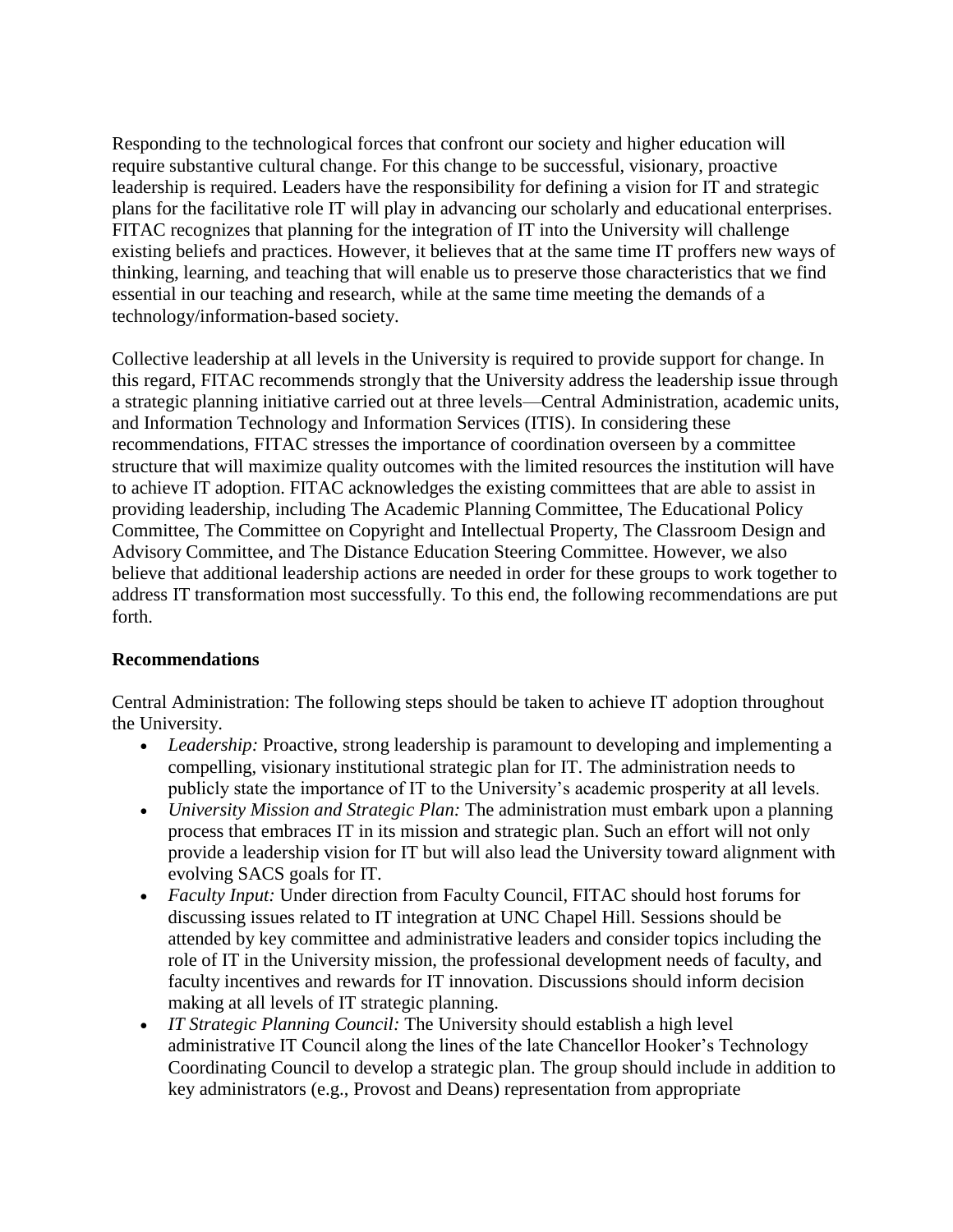Responding to the technological forces that confront our society and higher education will require substantive cultural change. For this change to be successful, visionary, proactive leadership is required. Leaders have the responsibility for defining a vision for IT and strategic plans for the facilitative role IT will play in advancing our scholarly and educational enterprises. FITAC recognizes that planning for the integration of IT into the University will challenge existing beliefs and practices. However, it believes that at the same time IT proffers new ways of thinking, learning, and teaching that will enable us to preserve those characteristics that we find essential in our teaching and research, while at the same time meeting the demands of a technology/information-based society.

Collective leadership at all levels in the University is required to provide support for change. In this regard, FITAC recommends strongly that the University address the leadership issue through a strategic planning initiative carried out at three levels—Central Administration, academic units, and Information Technology and Information Services (ITIS). In considering these recommendations, FITAC stresses the importance of coordination overseen by a committee structure that will maximize quality outcomes with the limited resources the institution will have to achieve IT adoption. FITAC acknowledges the existing committees that are able to assist in providing leadership, including The Academic Planning Committee, The Educational Policy Committee, The Committee on Copyright and Intellectual Property, The Classroom Design and Advisory Committee, and The Distance Education Steering Committee. However, we also believe that additional leadership actions are needed in order for these groups to work together to address IT transformation most successfully. To this end, the following recommendations are put forth.

**Recommendations**

Central Administration: The following steps should be taken to achieve IT adoption throughout the University.

- *Leadership:* Proactive, strong leadership is paramount to developing and implementing a compelling, visionary institutional strategic plan for IT. The administration needs to publicly state the importance of IT to the University's academic prosperity at all levels.
- *University Mission and Strategic Plan:* The administration must embark upon a planning process that embraces IT in its mission and strategic plan. Such an effort will not only provide a leadership vision for IT but will also lead the University toward alignment with evolving SACS goals for IT.
- *Faculty Input:* Under direction from Faculty Council, FITAC should host forums for discussing issues related to IT integration at UNC Chapel Hill. Sessions should be attended by key committee and administrative leaders and consider topics including the role of IT in the University mission, the professional development needs of faculty, and faculty incentives and rewards for IT innovation. Discussions should inform decision making at all levels of IT strategic planning.
- *IT Strategic Planning Council:* The University should establish a high level administrative IT Council along the lines of the late Chancellor Hooker's Technology Coordinating Council to develop a strategic plan. The group should include in addition to key administrators (e.g., Provost and Deans) representation from appropriate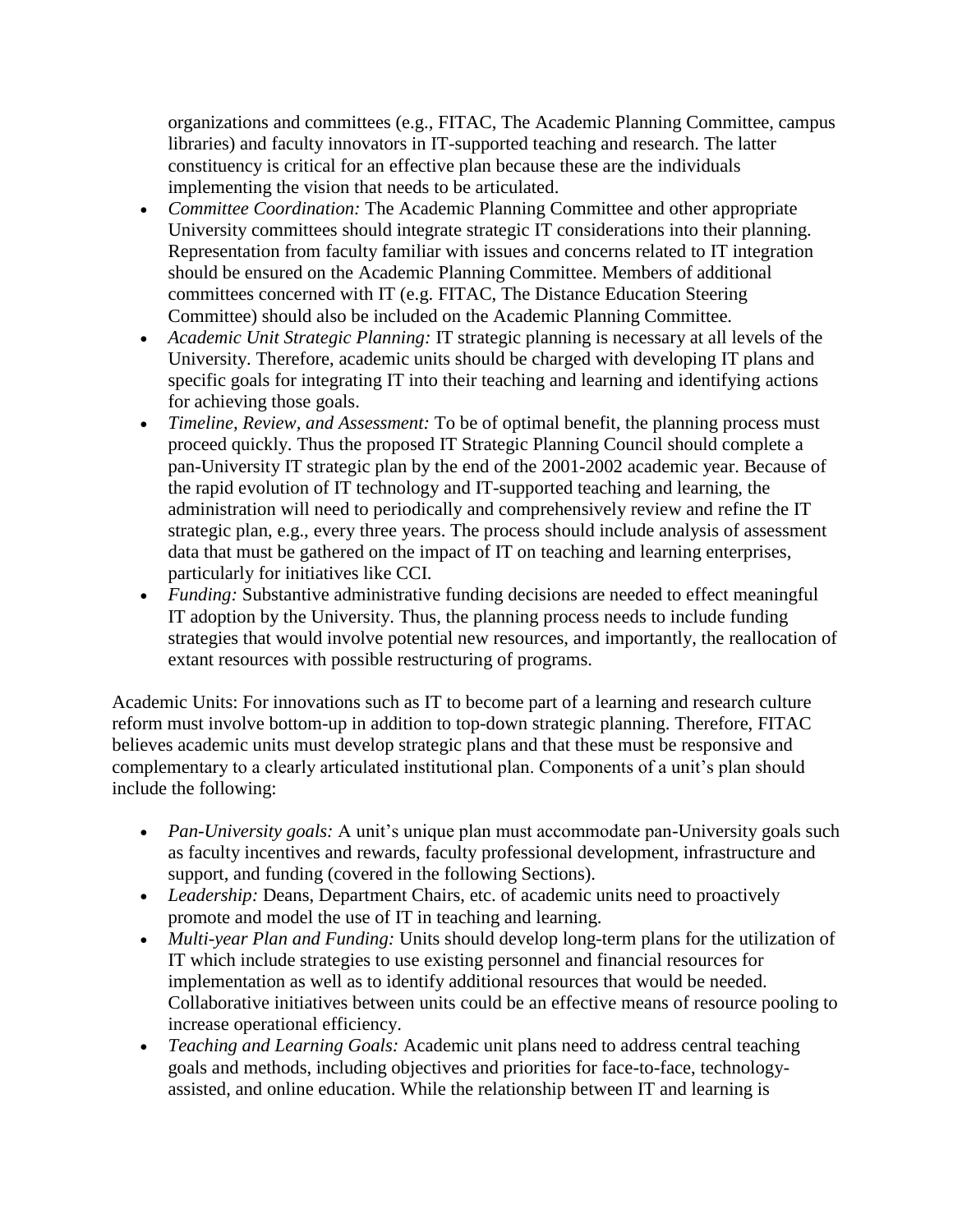organizations and committees (e.g., FITAC, The Academic Planning Committee, campus libraries) and faculty innovators in IT-supported teaching and research. The latter constituency is critical for an effective plan because these are the individuals implementing the vision that needs to be articulated.

- *Committee Coordination:* The Academic Planning Committee and other appropriate University committees should integrate strategic IT considerations into their planning. Representation from faculty familiar with issues and concerns related to IT integration should be ensured on the Academic Planning Committee. Members of additional committees concerned with IT (e.g. FITAC, The Distance Education Steering Committee) should also be included on the Academic Planning Committee.
- *Academic Unit Strategic Planning:* IT strategic planning is necessary at all levels of the University. Therefore, academic units should be charged with developing IT plans and specific goals for integrating IT into their teaching and learning and identifying actions for achieving those goals.
- *Timeline, Review, and Assessment:* To be of optimal benefit, the planning process must proceed quickly. Thus the proposed IT Strategic Planning Council should complete a pan-University IT strategic plan by the end of the 2001-2002 academic year. Because of the rapid evolution of IT technology and IT-supported teaching and learning, the administration will need to periodically and comprehensively review and refine the IT strategic plan, e.g., every three years. The process should include analysis of assessment data that must be gathered on the impact of IT on teaching and learning enterprises, particularly for initiatives like CCI.
- *Funding:* Substantive administrative funding decisions are needed to effect meaningful IT adoption by the University. Thus, the planning process needs to include funding strategies that would involve potential new resources, and importantly, the reallocation of extant resources with possible restructuring of programs.

Academic Units: For innovations such as IT to become part of a learning and research culture reform must involve bottom-up in addition to top-down strategic planning. Therefore, FITAC believes academic units must develop strategic plans and that these must be responsive and complementary to a clearly articulated institutional plan. Components of a unit's plan should include the following:

- *Pan-University goals:* A unit's unique plan must accommodate pan-University goals such as faculty incentives and rewards, faculty professional development, infrastructure and support, and funding (covered in the following Sections).
- *Leadership:* Deans, Department Chairs, etc. of academic units need to proactively promote and model the use of IT in teaching and learning.
- *Multi-year Plan and Funding:* Units should develop long-term plans for the utilization of IT which include strategies to use existing personnel and financial resources for implementation as well as to identify additional resources that would be needed. Collaborative initiatives between units could be an effective means of resource pooling to increase operational efficiency.
- *Teaching and Learning Goals:* Academic unit plans need to address central teaching goals and methods, including objectives and priorities for face-to-face, technology-assisted, and online education. While the relationship between IT and learning is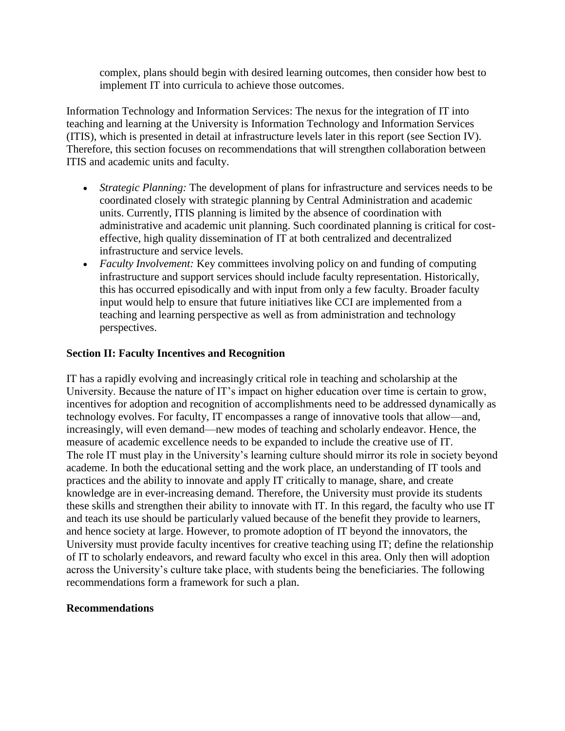complex, plans should begin with desired learning outcomes, then consider how best to implement IT into curricula to achieve those outcomes.

Information Technology and Information Services: The nexus for the integration of IT into teaching and learning at the University is Information Technology and Information Services (ITIS), which is presented in detail at infrastructure levels later in this report (see Section IV). Therefore, this section focuses on recommendations that will strengthen collaboration between ITIS and academic units and faculty.

- *Strategic Planning:* The development of plans for infrastructure and services needs to be coordinated closely with strategic planning by Central Administration and academic units. Currently, ITIS planning is limited by the absence of coordination with administrative and academic unit planning. Such coordinated planning is critical for cost-effective, high quality dissemination of IT at both centralized and decentralized infrastructure and service levels.
- *Faculty Involvement:* Key committees involving policy on and funding of computing infrastructure and support services should include faculty representation. Historically, this has occurred episodically and with input from only a few faculty. Broader faculty input would help to ensure that future initiatives like CCI are implemented from a teaching and learning perspective as well as from administration and technology perspectives.

**Section II: Faculty Incentives and Recognition**

IT has a rapidly evolving and increasingly critical role in teaching and scholarship at the University. Because the nature of IT's impact on higher education over time is certain to grow, incentives for adoption and recognition of accomplishments need to be addressed dynamically as technology evolves. For faculty, IT encompasses a range of innovative tools that allow—and, increasingly, will even demand—new modes of teaching and scholarly endeavor. Hence, the measure of academic excellence needs to be expanded to include the creative use of IT. The role IT must play in the University's learning culture should mirror its role in society beyond academe. In both the educational setting and the work place, an understanding of IT tools and practices and the ability to innovate and apply IT critically to manage, share, and create knowledge are in ever-increasing demand. Therefore, the University must provide its students these skills and strengthen their ability to innovate with IT. In this regard, the faculty who use IT and teach its use should be particularly valued because of the benefit they provide to learners, and hence society at large. However, to promote adoption of IT beyond the innovators, the University must provide faculty incentives for creative teaching using IT; define the relationship of IT to scholarly endeavors, and reward faculty who excel in this area. Only then will adoption across the University's culture take place, with students being the beneficiaries. The following recommendations form a framework for such a plan.

**Recommendations**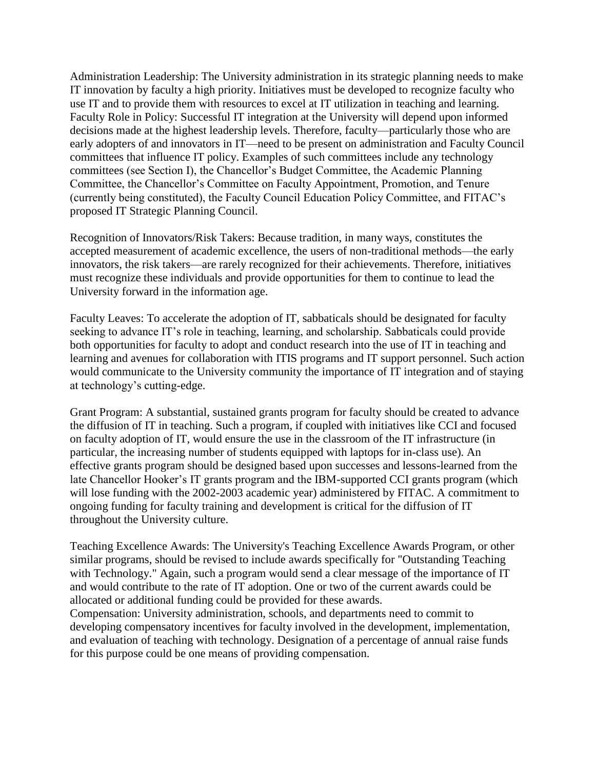Administration Leadership: The University administration in its strategic planning needs to make IT innovation by faculty a high priority. Initiatives must be developed to recognize faculty who use IT and to provide them with resources to excel at IT utilization in teaching and learning.
Faculty Role in Policy: Successful IT integration at the University will depend upon informed decisions made at the highest leadership levels. Therefore, faculty—particularly those who are early adopters of and innovators in IT—need to be present on administration and Faculty Council committees that influence IT policy. Examples of such committees include any technology committees (see Section I), the Chancellor's Budget Committee, the Academic Planning Committee, the Chancellor's Committee on Faculty Appointment, Promotion, and Tenure (currently being constituted), the Faculty Council Education Policy Committee, and FITAC's proposed IT Strategic Planning Council.

Recognition of Innovators/Risk Takers: Because tradition, in many ways, constitutes the accepted measurement of academic excellence, the users of non-traditional methods—the early innovators, the risk takers—are rarely recognized for their achievements. Therefore, initiatives must recognize these individuals and provide opportunities for them to continue to lead the University forward in the information age.

Faculty Leaves: To accelerate the adoption of IT, sabbaticals should be designated for faculty seeking to advance IT's role in teaching, learning, and scholarship. Sabbaticals could provide both opportunities for faculty to adopt and conduct research into the use of IT in teaching and learning and avenues for collaboration with ITIS programs and IT support personnel. Such action would communicate to the University community the importance of IT integration and of staying at technology's cutting-edge.

Grant Program: A substantial, sustained grants program for faculty should be created to advance the diffusion of IT in teaching. Such a program, if coupled with initiatives like CCI and focused on faculty adoption of IT, would ensure the use in the classroom of the IT infrastructure (in particular, the increasing number of students equipped with laptops for in-class use). An effective grants program should be designed based upon successes and lessons-learned from the late Chancellor Hooker's IT grants program and the IBM-supported CCI grants program (which will lose funding with the 2002-2003 academic year) administered by FITAC. A commitment to ongoing funding for faculty training and development is critical for the diffusion of IT throughout the University culture.

Teaching Excellence Awards: The University's Teaching Excellence Awards Program, or other similar programs, should be revised to include awards specifically for "Outstanding Teaching with Technology." Again, such a program would send a clear message of the importance of IT and would contribute to the rate of IT adoption. One or two of the current awards could be allocated or additional funding could be provided for these awards.
Compensation: University administration, schools, and departments need to commit to developing compensatory incentives for faculty involved in the development, implementation, and evaluation of teaching with technology. Designation of a percentage of annual raise funds for this purpose could be one means of providing compensation.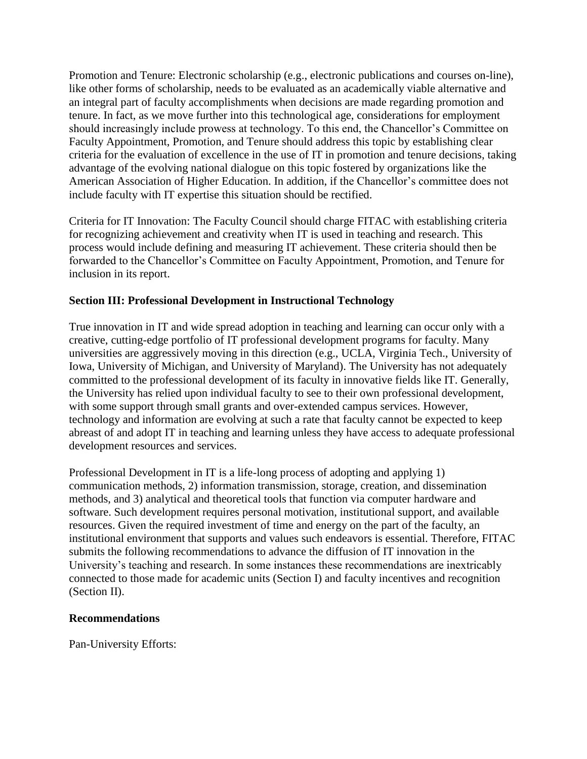Promotion and Tenure: Electronic scholarship (e.g., electronic publications and courses on-line), like other forms of scholarship, needs to be evaluated as an academically viable alternative and an integral part of faculty accomplishments when decisions are made regarding promotion and tenure. In fact, as we move further into this technological age, considerations for employment should increasingly include prowess at technology. To this end, the Chancellor's Committee on Faculty Appointment, Promotion, and Tenure should address this topic by establishing clear criteria for the evaluation of excellence in the use of IT in promotion and tenure decisions, taking advantage of the evolving national dialogue on this topic fostered by organizations like the American Association of Higher Education. In addition, if the Chancellor's committee does not include faculty with IT expertise this situation should be rectified.

Criteria for IT Innovation: The Faculty Council should charge FITAC with establishing criteria for recognizing achievement and creativity when IT is used in teaching and research. This process would include defining and measuring IT achievement. These criteria should then be forwarded to the Chancellor's Committee on Faculty Appointment, Promotion, and Tenure for inclusion in its report.

## Section III: Professional Development in Instructional Technology

True innovation in IT and wide spread adoption in teaching and learning can occur only with a creative, cutting-edge portfolio of IT professional development programs for faculty. Many universities are aggressively moving in this direction (e.g., UCLA, Virginia Tech., University of Iowa, University of Michigan, and University of Maryland). The University has not adequately committed to the professional development of its faculty in innovative fields like IT. Generally, the University has relied upon individual faculty to see to their own professional development, with some support through small grants and over-extended campus services. However, technology and information are evolving at such a rate that faculty cannot be expected to keep abreast of and adopt IT in teaching and learning unless they have access to adequate professional development resources and services.

Professional Development in IT is a life-long process of adopting and applying 1) communication methods, 2) information transmission, storage, creation, and dissemination methods, and 3) analytical and theoretical tools that function via computer hardware and software. Such development requires personal motivation, institutional support, and available resources. Given the required investment of time and energy on the part of the faculty, an institutional environment that supports and values such endeavors is essential. Therefore, FITAC submits the following recommendations to advance the diffusion of IT innovation in the University's teaching and research. In some instances these recommendations are inextricably connected to those made for academic units (Section I) and faculty incentives and recognition (Section II).

### Recommendations

Pan-University Efforts: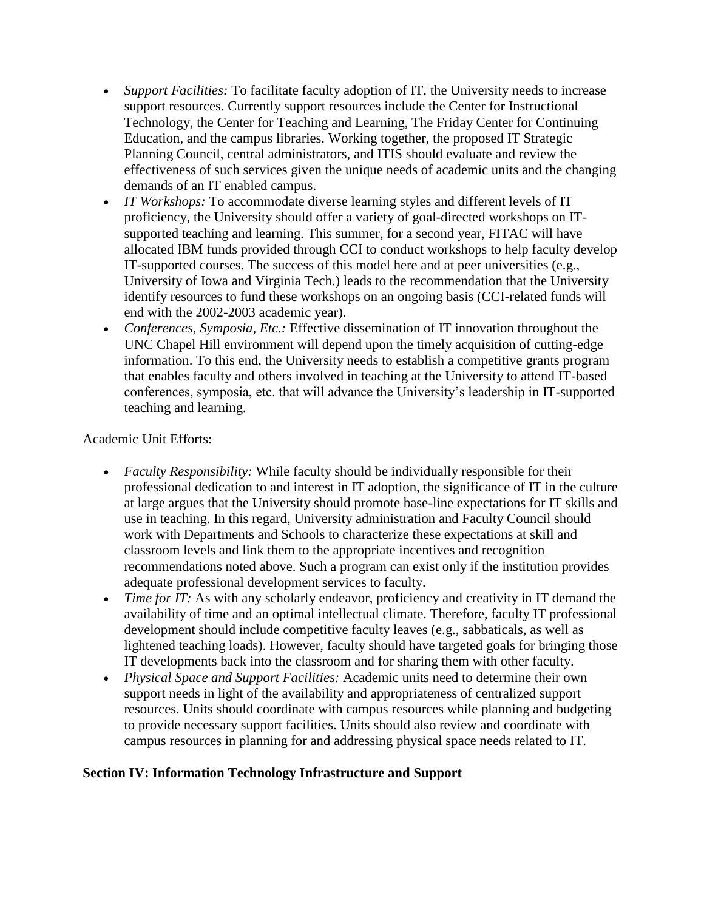- *Support Facilities:* To facilitate faculty adoption of IT, the University needs to increase support resources. Currently support resources include the Center for Instructional Technology, the Center for Teaching and Learning, The Friday Center for Continuing Education, and the campus libraries. Working together, the proposed IT Strategic Planning Council, central administrators, and ITIS should evaluate and review the effectiveness of such services given the unique needs of academic units and the changing demands of an IT enabled campus.
- *IT Workshops:* To accommodate diverse learning styles and different levels of IT proficiency, the University should offer a variety of goal-directed workshops on IT-supported teaching and learning. This summer, for a second year, FITAC will have allocated IBM funds provided through CCI to conduct workshops to help faculty develop IT-supported courses. The success of this model here and at peer universities (e.g., University of Iowa and Virginia Tech.) leads to the recommendation that the University identify resources to fund these workshops on an ongoing basis (CCI-related funds will end with the 2002-2003 academic year).
- *Conferences, Symposia, Etc.:* Effective dissemination of IT innovation throughout the UNC Chapel Hill environment will depend upon the timely acquisition of cutting-edge information. To this end, the University needs to establish a competitive grants program that enables faculty and others involved in teaching at the University to attend IT-based conferences, symposia, etc. that will advance the University's leadership in IT-supported teaching and learning.

Academic Unit Efforts:

- *Faculty Responsibility:* While faculty should be individually responsible for their professional dedication to and interest in IT adoption, the significance of IT in the culture at large argues that the University should promote base-line expectations for IT skills and use in teaching. In this regard, University administration and Faculty Council should work with Departments and Schools to characterize these expectations at skill and classroom levels and link them to the appropriate incentives and recognition recommendations noted above. Such a program can exist only if the institution provides adequate professional development services to faculty.
- *Time for IT:* As with any scholarly endeavor, proficiency and creativity in IT demand the availability of time and an optimal intellectual climate. Therefore, faculty IT professional development should include competitive faculty leaves (e.g., sabbaticals, as well as lightened teaching loads). However, faculty should have targeted goals for bringing those IT developments back into the classroom and for sharing them with other faculty.
- *Physical Space and Support Facilities:* Academic units need to determine their own support needs in light of the availability and appropriateness of centralized support resources. Units should coordinate with campus resources while planning and budgeting to provide necessary support facilities. Units should also review and coordinate with campus resources in planning for and addressing physical space needs related to IT.

**Section IV: Information Technology Infrastructure and Support**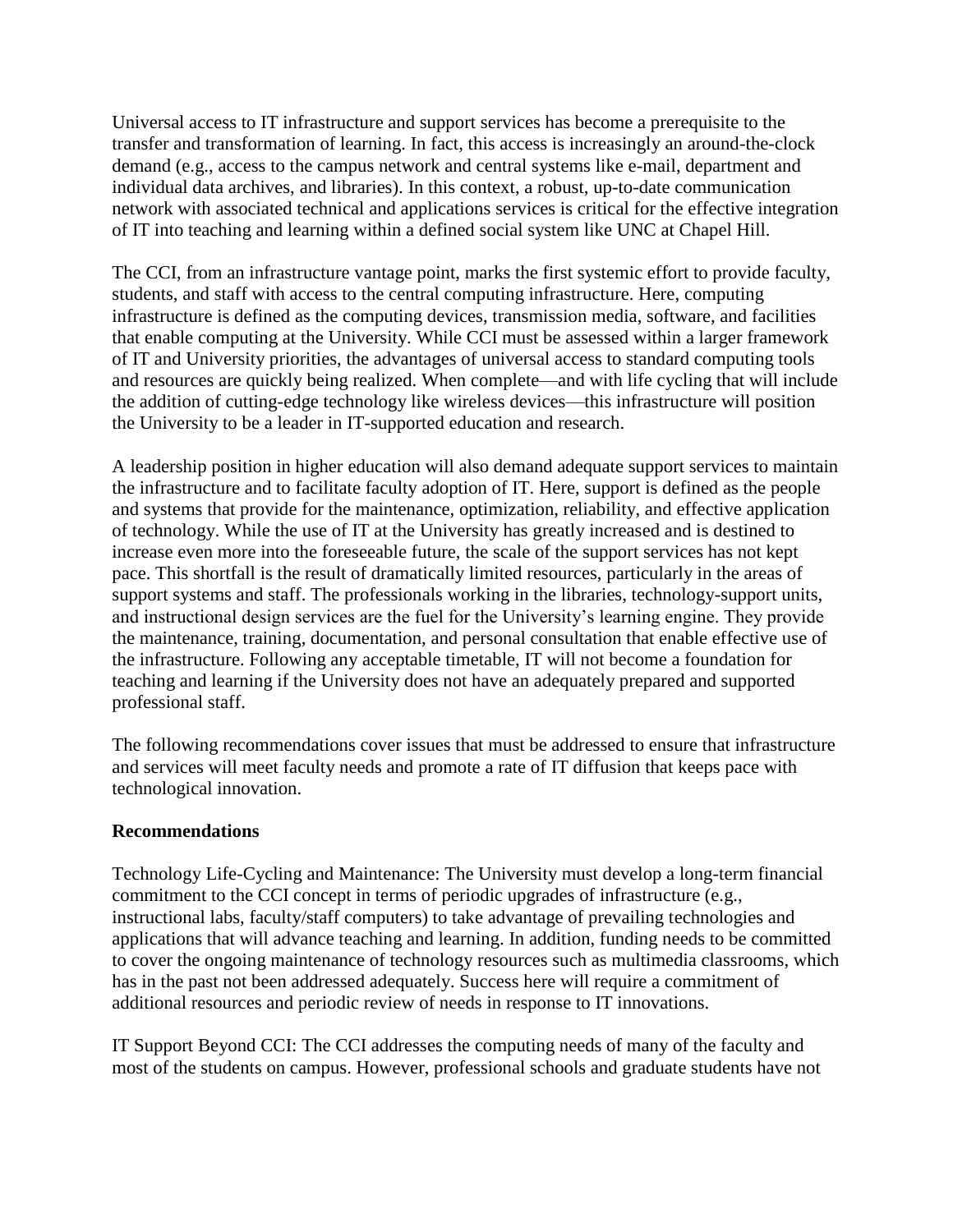Universal access to IT infrastructure and support services has become a prerequisite to the transfer and transformation of learning. In fact, this access is increasingly an around-the-clock demand (e.g., access to the campus network and central systems like e-mail, department and individual data archives, and libraries). In this context, a robust, up-to-date communication network with associated technical and applications services is critical for the effective integration of IT into teaching and learning within a defined social system like UNC at Chapel Hill.

The CCI, from an infrastructure vantage point, marks the first systemic effort to provide faculty, students, and staff with access to the central computing infrastructure. Here, computing infrastructure is defined as the computing devices, transmission media, software, and facilities that enable computing at the University. While CCI must be assessed within a larger framework of IT and University priorities, the advantages of universal access to standard computing tools and resources are quickly being realized. When complete—and with life cycling that will include the addition of cutting-edge technology like wireless devices—this infrastructure will position the University to be a leader in IT-supported education and research.

A leadership position in higher education will also demand adequate support services to maintain the infrastructure and to facilitate faculty adoption of IT. Here, support is defined as the people and systems that provide for the maintenance, optimization, reliability, and effective application of technology. While the use of IT at the University has greatly increased and is destined to increase even more into the foreseeable future, the scale of the support services has not kept pace. This shortfall is the result of dramatically limited resources, particularly in the areas of support systems and staff. The professionals working in the libraries, technology-support units, and instructional design services are the fuel for the University's learning engine. They provide the maintenance, training, documentation, and personal consultation that enable effective use of the infrastructure. Following any acceptable timetable, IT will not become a foundation for teaching and learning if the University does not have an adequately prepared and supported professional staff.

The following recommendations cover issues that must be addressed to ensure that infrastructure and services will meet faculty needs and promote a rate of IT diffusion that keeps pace with technological innovation.

**Recommendations**

Technology Life-Cycling and Maintenance: The University must develop a long-term financial commitment to the CCI concept in terms of periodic upgrades of infrastructure (e.g., instructional labs, faculty/staff computers) to take advantage of prevailing technologies and applications that will advance teaching and learning. In addition, funding needs to be committed to cover the ongoing maintenance of technology resources such as multimedia classrooms, which has in the past not been addressed adequately. Success here will require a commitment of additional resources and periodic review of needs in response to IT innovations.

IT Support Beyond CCI: The CCI addresses the computing needs of many of the faculty and most of the students on campus. However, professional schools and graduate students have not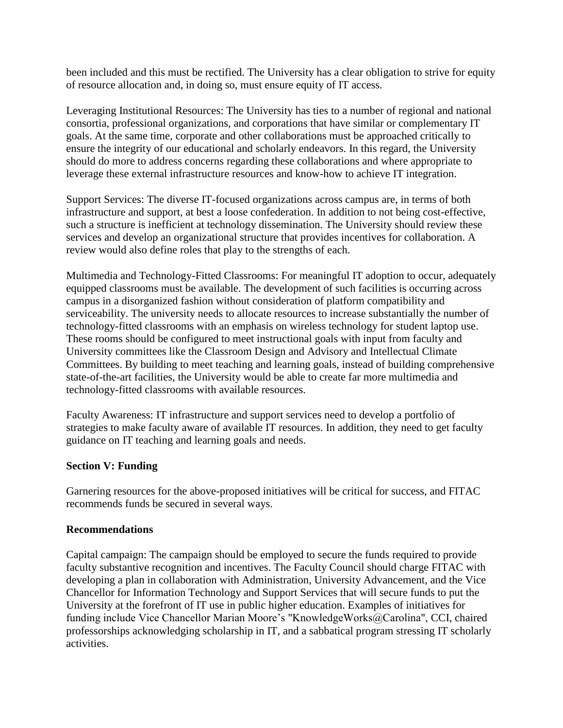been included and this must be rectified. The University has a clear obligation to strive for equity of resource allocation and, in doing so, must ensure equity of IT access.

Leveraging Institutional Resources: The University has ties to a number of regional and national consortia, professional organizations, and corporations that have similar or complementary IT goals. At the same time, corporate and other collaborations must be approached critically to ensure the integrity of our educational and scholarly endeavors. In this regard, the University should do more to address concerns regarding these collaborations and where appropriate to leverage these external infrastructure resources and know-how to achieve IT integration.

Support Services: The diverse IT-focused organizations across campus are, in terms of both infrastructure and support, at best a loose confederation. In addition to not being cost-effective, such a structure is inefficient at technology dissemination. The University should review these services and develop an organizational structure that provides incentives for collaboration. A review would also define roles that play to the strengths of each.

Multimedia and Technology-Fitted Classrooms: For meaningful IT adoption to occur, adequately equipped classrooms must be available. The development of such facilities is occurring across campus in a disorganized fashion without consideration of platform compatibility and serviceability. The university needs to allocate resources to increase substantially the number of technology-fitted classrooms with an emphasis on wireless technology for student laptop use. These rooms should be configured to meet instructional goals with input from faculty and University committees like the Classroom Design and Advisory and Intellectual Climate Committees. By building to meet teaching and learning goals, instead of building comprehensive state-of-the-art facilities, the University would be able to create far more multimedia and technology-fitted classrooms with available resources.

Faculty Awareness: IT infrastructure and support services need to develop a portfolio of strategies to make faculty aware of available IT resources. In addition, they need to get faculty guidance on IT teaching and learning goals and needs.

**Section V: Funding**

Garnering resources for the above-proposed initiatives will be critical for success, and FITAC recommends funds be secured in several ways.

**Recommendations**

Capital campaign: The campaign should be employed to secure the funds required to provide faculty substantive recognition and incentives. The Faculty Council should charge FITAC with developing a plan in collaboration with Administration, University Advancement, and the Vice Chancellor for Information Technology and Support Services that will secure funds to put the University at the forefront of IT use in public higher education. Examples of initiatives for funding include Vice Chancellor Marian Moore's "KnowledgeWorks@Carolina", CCI, chaired professorships acknowledging scholarship in IT, and a sabbatical program stressing IT scholarly activities.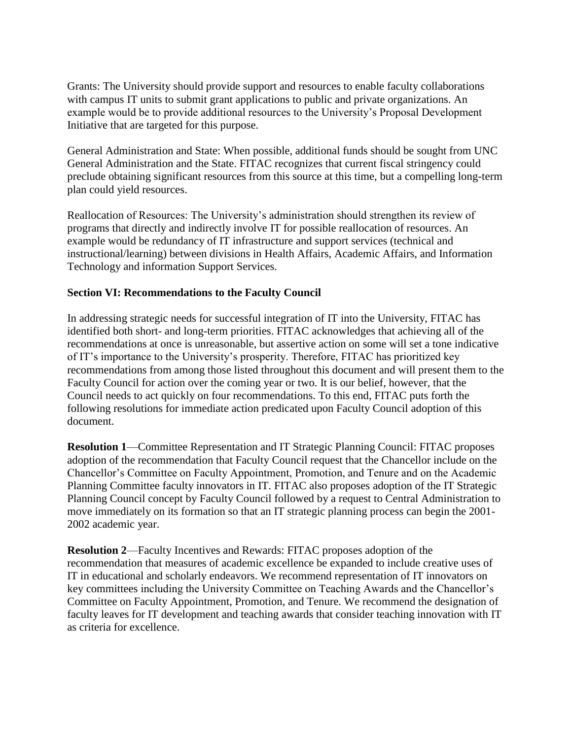Grants: The University should provide support and resources to enable faculty collaborations with campus IT units to submit grant applications to public and private organizations. An example would be to provide additional resources to the University's Proposal Development Initiative that are targeted for this purpose.

General Administration and State: When possible, additional funds should be sought from UNC General Administration and the State. FITAC recognizes that current fiscal stringency could preclude obtaining significant resources from this source at this time, but a compelling long-term plan could yield resources.

Reallocation of Resources: The University's administration should strengthen its review of programs that directly and indirectly involve IT for possible reallocation of resources. An example would be redundancy of IT infrastructure and support services (technical and instructional/learning) between divisions in Health Affairs, Academic Affairs, and Information Technology and information Support Services.

**Section VI: Recommendations to the Faculty Council**

In addressing strategic needs for successful integration of IT into the University, FITAC has identified both short- and long-term priorities. FITAC acknowledges that achieving all of the recommendations at once is unreasonable, but assertive action on some will set a tone indicative of IT's importance to the University's prosperity. Therefore, FITAC has prioritized key recommendations from among those listed throughout this document and will present them to the Faculty Council for action over the coming year or two. It is our belief, however, that the Council needs to act quickly on four recommendations. To this end, FITAC puts forth the following resolutions for immediate action predicated upon Faculty Council adoption of this document.

**Resolution 1**—Committee Representation and IT Strategic Planning Council: FITAC proposes adoption of the recommendation that Faculty Council request that the Chancellor include on the Chancellor's Committee on Faculty Appointment, Promotion, and Tenure and on the Academic Planning Committee faculty innovators in IT. FITAC also proposes adoption of the IT Strategic Planning Council concept by Faculty Council followed by a request to Central Administration to move immediately on its formation so that an IT strategic planning process can begin the 2001-2002 academic year.

**Resolution 2**—Faculty Incentives and Rewards: FITAC proposes adoption of the recommendation that measures of academic excellence be expanded to include creative uses of IT in educational and scholarly endeavors. We recommend representation of IT innovators on key committees including the University Committee on Teaching Awards and the Chancellor's Committee on Faculty Appointment, Promotion, and Tenure. We recommend the designation of faculty leaves for IT development and teaching awards that consider teaching innovation with IT as criteria for excellence.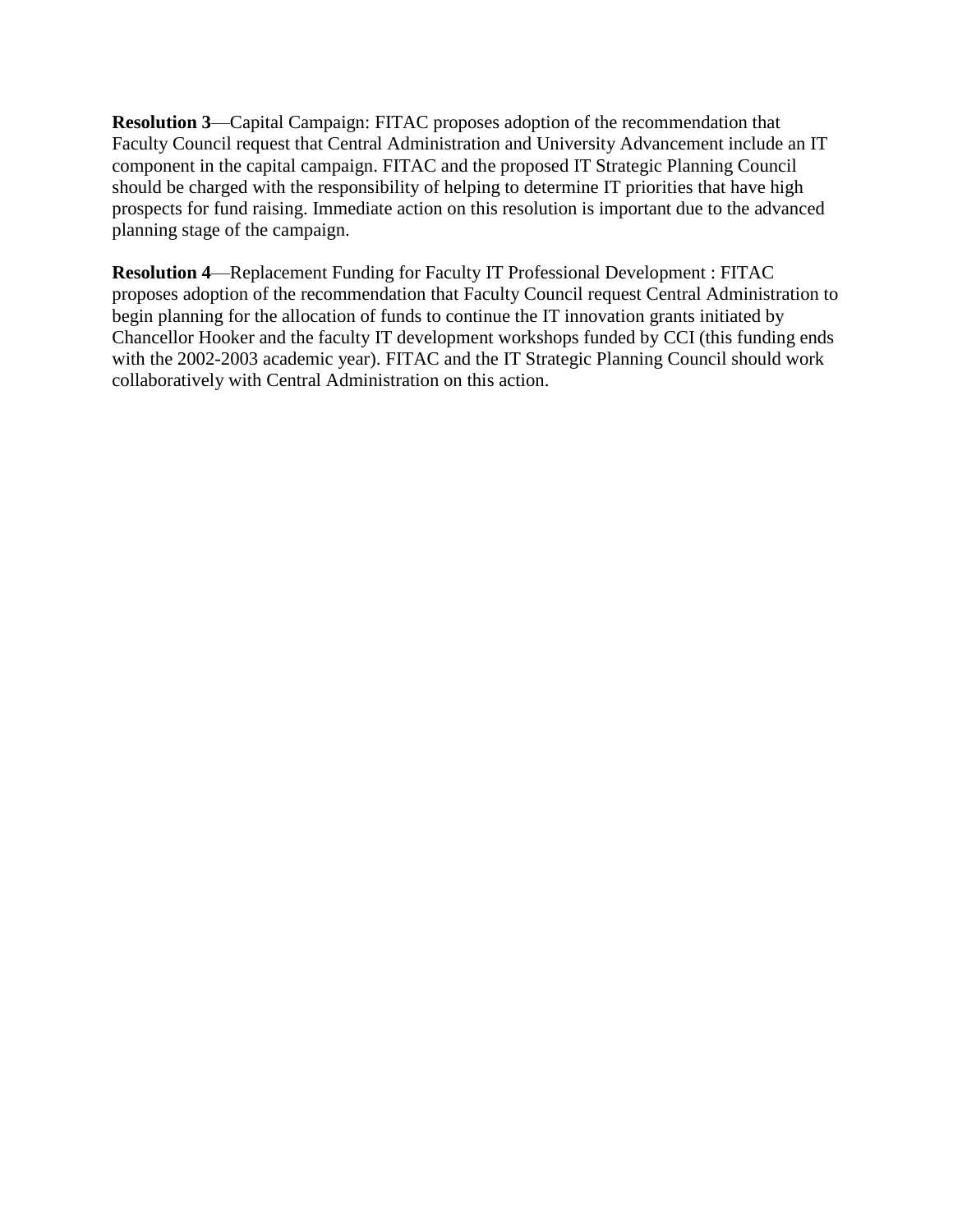**Resolution 3**—Capital Campaign: FITAC proposes adoption of the recommendation that Faculty Council request that Central Administration and University Advancement include an IT component in the capital campaign. FITAC and the proposed IT Strategic Planning Council should be charged with the responsibility of helping to determine IT priorities that have high prospects for fund raising. Immediate action on this resolution is important due to the advanced planning stage of the campaign.

**Resolution 4**—Replacement Funding for Faculty IT Professional Development : FITAC proposes adoption of the recommendation that Faculty Council request Central Administration to begin planning for the allocation of funds to continue the IT innovation grants initiated by Chancellor Hooker and the faculty IT development workshops funded by CCI (this funding ends with the 2002-2003 academic year). FITAC and the IT Strategic Planning Council should work collaboratively with Central Administration on this action.